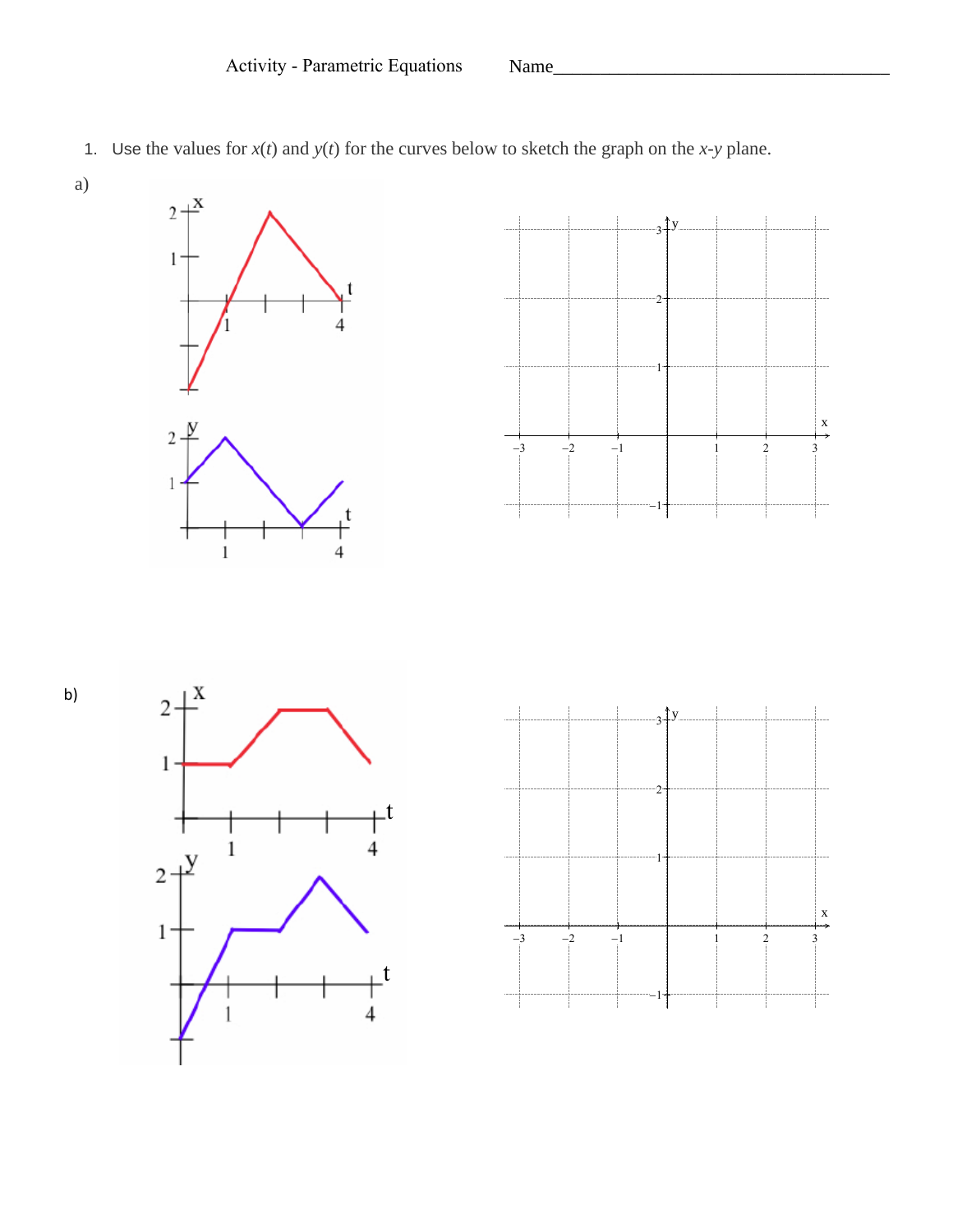Activity - Parametric Equations Name______________________________________

1. Use the values for $x(t)$ and $y(t)$ for the curves below to sketch the graph on the $x$-$y$ plane.

a)

b)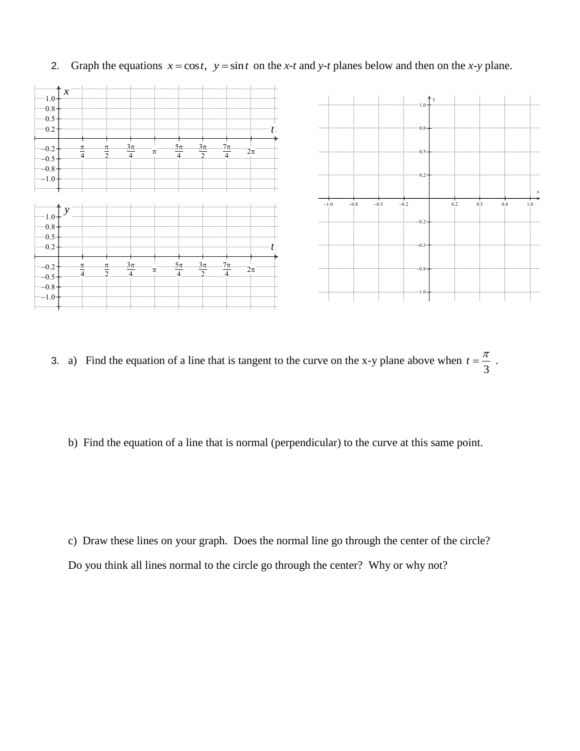2. Graph the equations $x = \cos t,\ \ y = \sin t$ on the *x*-*t* and *y*-*t* planes below and then on the *x*-*y* plane.

3. a) Find the equation of a line that is tangent to the curve on the x-y plane above when $t = \dfrac{\pi}{3}$ .

b) Find the equation of a line that is normal (perpendicular) to the curve at this same point.

c) Draw these lines on your graph. Does the normal line go through the center of the circle?

Do you think all lines normal to the circle go through the center? Why or why not?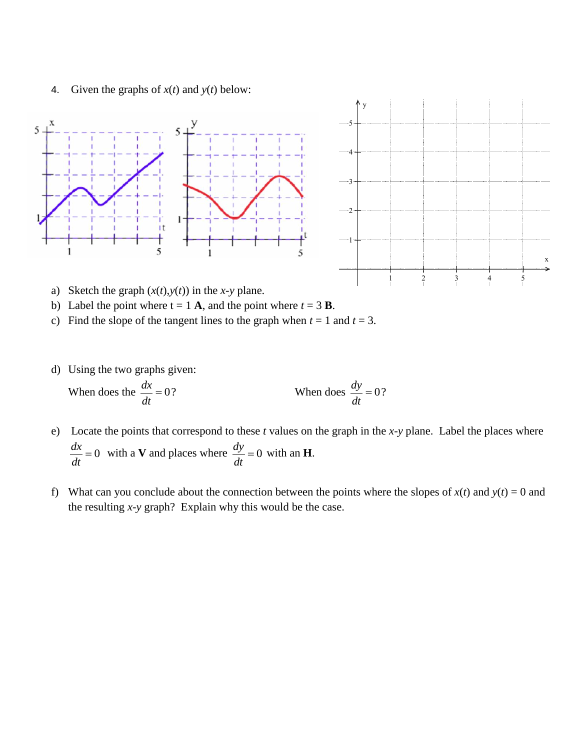4. Given the graphs of $x(t)$ and $y(t)$ below:

x
5
1
t
1
5

y
5
1
t
1
5

y
5
4
3
2
1
x
1
2
3
4
5

a) Sketch the graph $(x(t), y(t))$ in the *x-y* plane.

b) Label the point where t = 1 **A**, and the point where $t = 3$ **B**.

c) Find the slope of the tangent lines to the graph when $t = 1$ and $t = 3$.

d) Using the two graphs given:

When does the $\dfrac{dx}{dt} = 0$?

When does $\dfrac{dy}{dt} = 0$?

e) Locate the points that correspond to these $t$ values on the graph in the *x-y* plane. Label the places where $\dfrac{dx}{dt} = 0$ with a **V** and places where $\dfrac{dy}{dt} = 0$ with an **H**.

f) What can you conclude about the connection between the points where the slopes of $x(t)$ and $y(t) = 0$ and the resulting *x-y* graph? Explain why this would be the case.